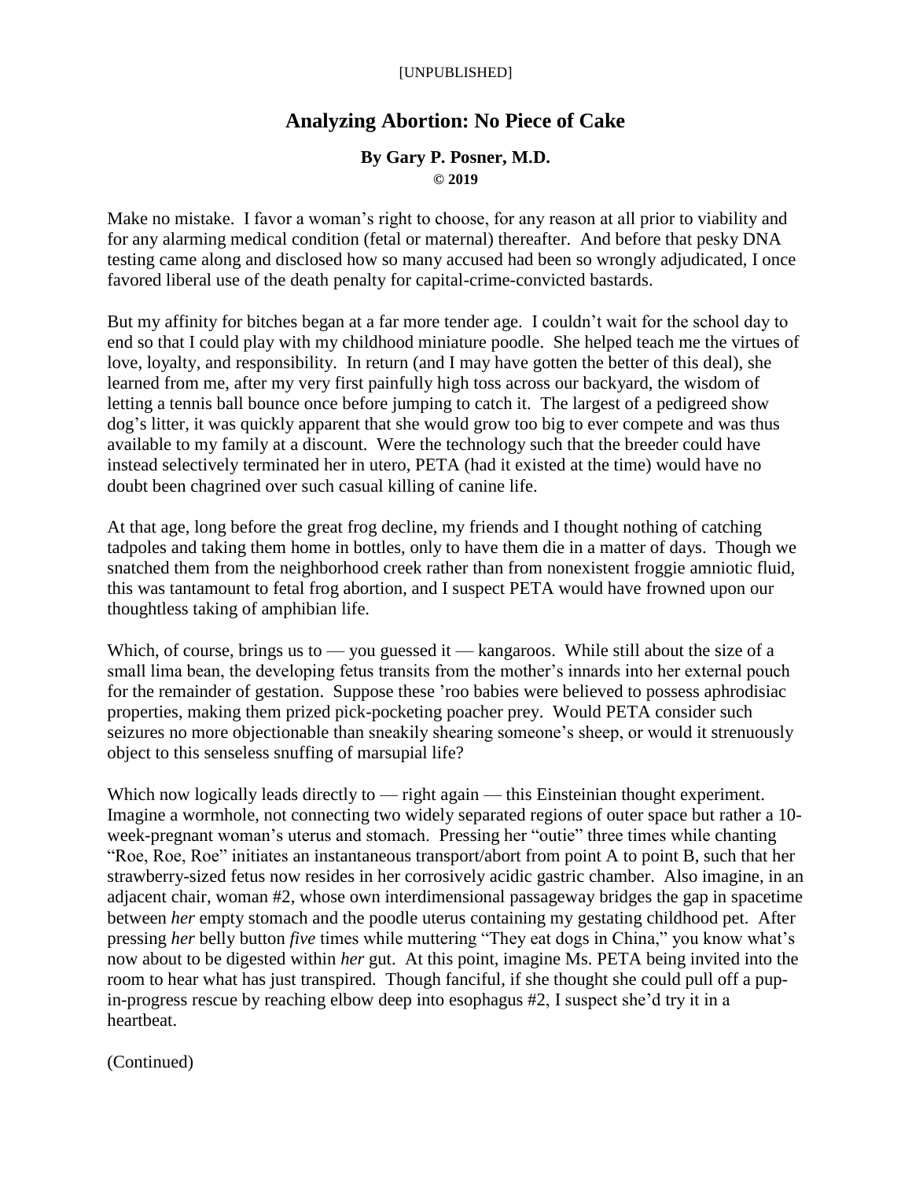[UNPUBLISHED]

# Analyzing Abortion: No Piece of Cake

**By Gary P. Posner, M.D.**
**© 2019**

Make no mistake. I favor a woman's right to choose, for any reason at all prior to viability and for any alarming medical condition (fetal or maternal) thereafter. And before that pesky DNA testing came along and disclosed how so many accused had been so wrongly adjudicated, I once favored liberal use of the death penalty for capital-crime-convicted bastards.

But my affinity for bitches began at a far more tender age. I couldn't wait for the school day to end so that I could play with my childhood miniature poodle. She helped teach me the virtues of love, loyalty, and responsibility. In return (and I may have gotten the better of this deal), she learned from me, after my very first painfully high toss across our backyard, the wisdom of letting a tennis ball bounce once before jumping to catch it. The largest of a pedigreed show dog's litter, it was quickly apparent that she would grow too big to ever compete and was thus available to my family at a discount. Were the technology such that the breeder could have instead selectively terminated her in utero, PETA (had it existed at the time) would have no doubt been chagrined over such casual killing of canine life.

At that age, long before the great frog decline, my friends and I thought nothing of catching tadpoles and taking them home in bottles, only to have them die in a matter of days. Though we snatched them from the neighborhood creek rather than from nonexistent froggie amniotic fluid, this was tantamount to fetal frog abortion, and I suspect PETA would have frowned upon our thoughtless taking of amphibian life.

Which, of course, brings us to — you guessed it — kangaroos. While still about the size of a small lima bean, the developing fetus transits from the mother's innards into her external pouch for the remainder of gestation. Suppose these 'roo babies were believed to possess aphrodisiac properties, making them prized pick-pocketing poacher prey. Would PETA consider such seizures no more objectionable than sneakily shearing someone's sheep, or would it strenuously object to this senseless snuffing of marsupial life?

Which now logically leads directly to — right again — this Einsteinian thought experiment. Imagine a wormhole, not connecting two widely separated regions of outer space but rather a 10-week-pregnant woman's uterus and stomach. Pressing her "outie" three times while chanting "Roe, Roe, Roe" initiates an instantaneous transport/abort from point A to point B, such that her strawberry-sized fetus now resides in her corrosively acidic gastric chamber. Also imagine, in an adjacent chair, woman #2, whose own interdimensional passageway bridges the gap in spacetime between *her* empty stomach and the poodle uterus containing my gestating childhood pet. After pressing *her* belly button *five* times while muttering "They eat dogs in China," you know what's now about to be digested within *her* gut. At this point, imagine Ms. PETA being invited into the room to hear what has just transpired. Though fanciful, if she thought she could pull off a pup-in-progress rescue by reaching elbow deep into esophagus #2, I suspect she'd try it in a heartbeat.

(Continued)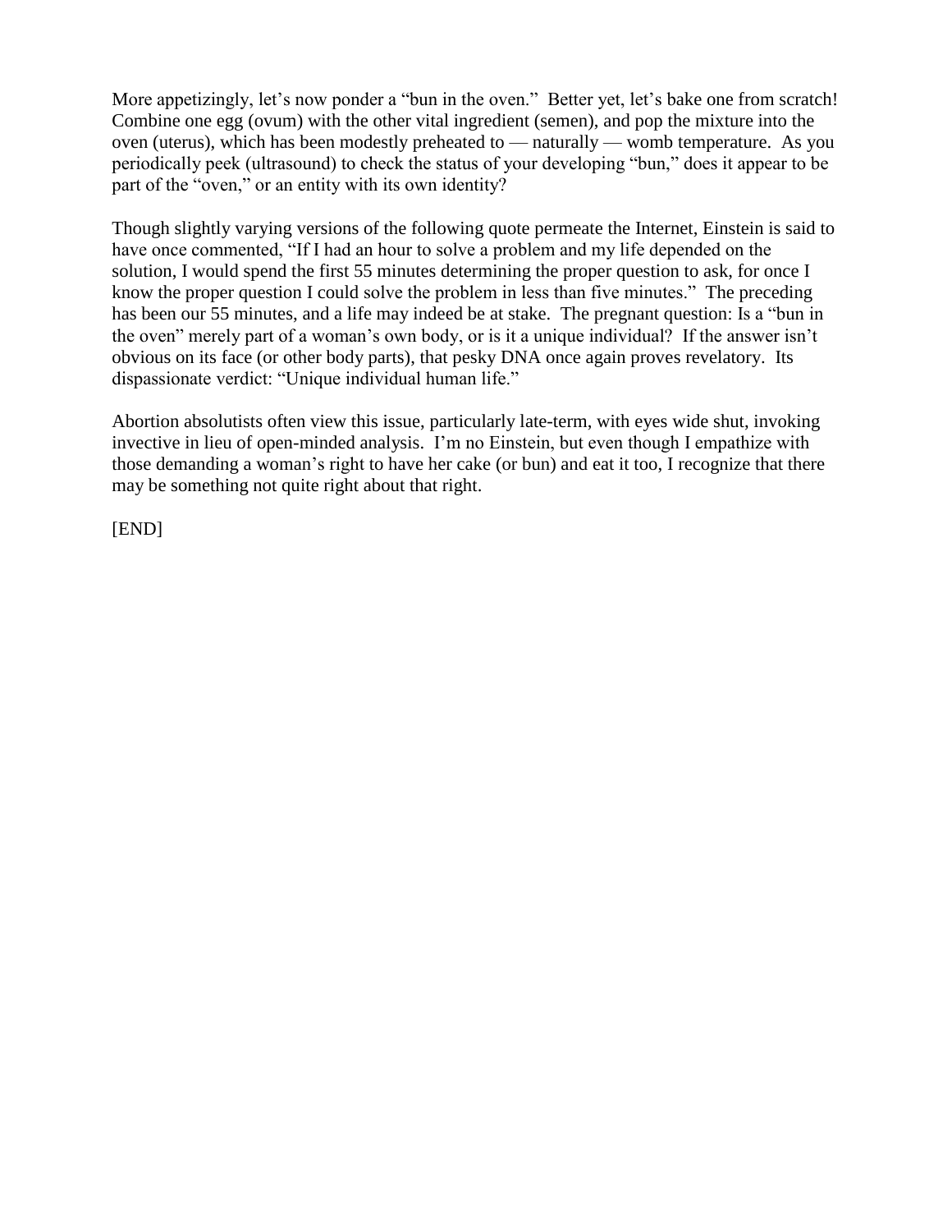More appetizingly, let's now ponder a "bun in the oven." Better yet, let's bake one from scratch! Combine one egg (ovum) with the other vital ingredient (semen), and pop the mixture into the oven (uterus), which has been modestly preheated to — naturally — womb temperature. As you periodically peek (ultrasound) to check the status of your developing "bun," does it appear to be part of the "oven," or an entity with its own identity?

Though slightly varying versions of the following quote permeate the Internet, Einstein is said to have once commented, "If I had an hour to solve a problem and my life depended on the solution, I would spend the first 55 minutes determining the proper question to ask, for once I know the proper question I could solve the problem in less than five minutes." The preceding has been our 55 minutes, and a life may indeed be at stake. The pregnant question: Is a "bun in the oven" merely part of a woman's own body, or is it a unique individual? If the answer isn't obvious on its face (or other body parts), that pesky DNA once again proves revelatory. Its dispassionate verdict: "Unique individual human life."

Abortion absolutists often view this issue, particularly late-term, with eyes wide shut, invoking invective in lieu of open-minded analysis. I'm no Einstein, but even though I empathize with those demanding a woman's right to have her cake (or bun) and eat it too, I recognize that there may be something not quite right about that right.

[END]